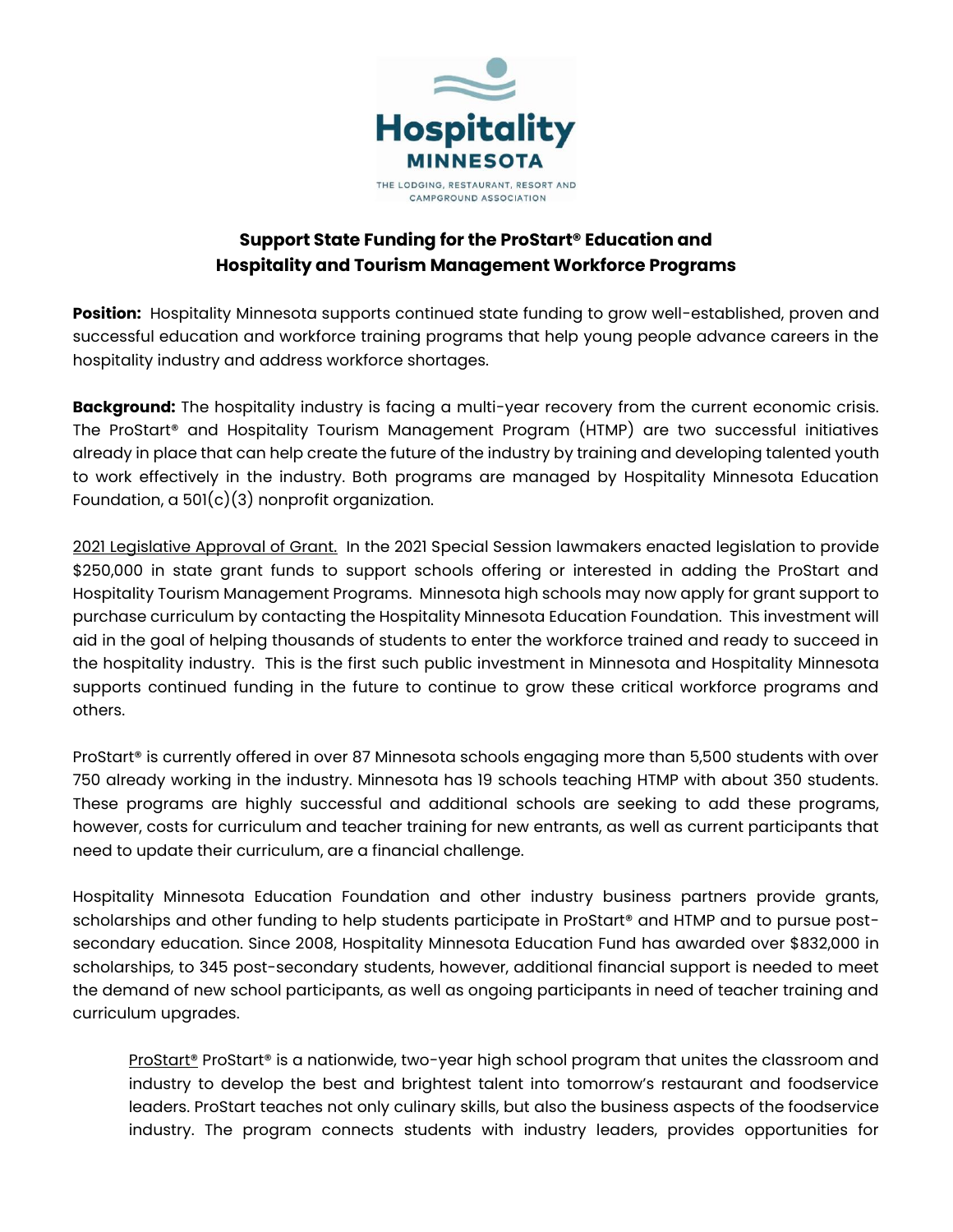Hospitality MINNESOTA

THE LODGING, RESTAURANT, RESORT AND CAMPGROUND ASSOCIATION

# Support State Funding for the ProStart® Education and Hospitality and Tourism Management Workforce Programs

**Position:** Hospitality Minnesota supports continued state funding to grow well-established, proven and successful education and workforce training programs that help young people advance careers in the hospitality industry and address workforce shortages.

**Background:** The hospitality industry is facing a multi-year recovery from the current economic crisis. The ProStart® and Hospitality Tourism Management Program (HTMP) are two successful initiatives already in place that can help create the future of the industry by training and developing talented youth to work effectively in the industry. Both programs are managed by Hospitality Minnesota Education Foundation, a 501(c)(3) nonprofit organization.

2021 Legislative Approval of Grant. In the 2021 Special Session lawmakers enacted legislation to provide $250,000 in state grant funds to support schools offering or interested in adding the ProStart and Hospitality Tourism Management Programs. Minnesota high schools may now apply for grant support to purchase curriculum by contacting the Hospitality Minnesota Education Foundation. This investment will aid in the goal of helping thousands of students to enter the workforce trained and ready to succeed in the hospitality industry. This is the first such public investment in Minnesota and Hospitality Minnesota supports continued funding in the future to continue to grow these critical workforce programs and others.

ProStart® is currently offered in over 87 Minnesota schools engaging more than 5,500 students with over 750 already working in the industry. Minnesota has 19 schools teaching HTMP with about 350 students. These programs are highly successful and additional schools are seeking to add these programs, however, costs for curriculum and teacher training for new entrants, as well as current participants that need to update their curriculum, are a financial challenge.

Hospitality Minnesota Education Foundation and other industry business partners provide grants, scholarships and other funding to help students participate in ProStart® and HTMP and to pursue post-secondary education. Since 2008, Hospitality Minnesota Education Fund has awarded over $832,000 in scholarships, to 345 post-secondary students, however, additional financial support is needed to meet the demand of new school participants, as well as ongoing participants in need of teacher training and curriculum upgrades.

> ProStart® ProStart® is a nationwide, two-year high school program that unites the classroom and industry to develop the best and brightest talent into tomorrow's restaurant and foodservice leaders. ProStart teaches not only culinary skills, but also the business aspects of the foodservice industry. The program connects students with industry leaders, provides opportunities for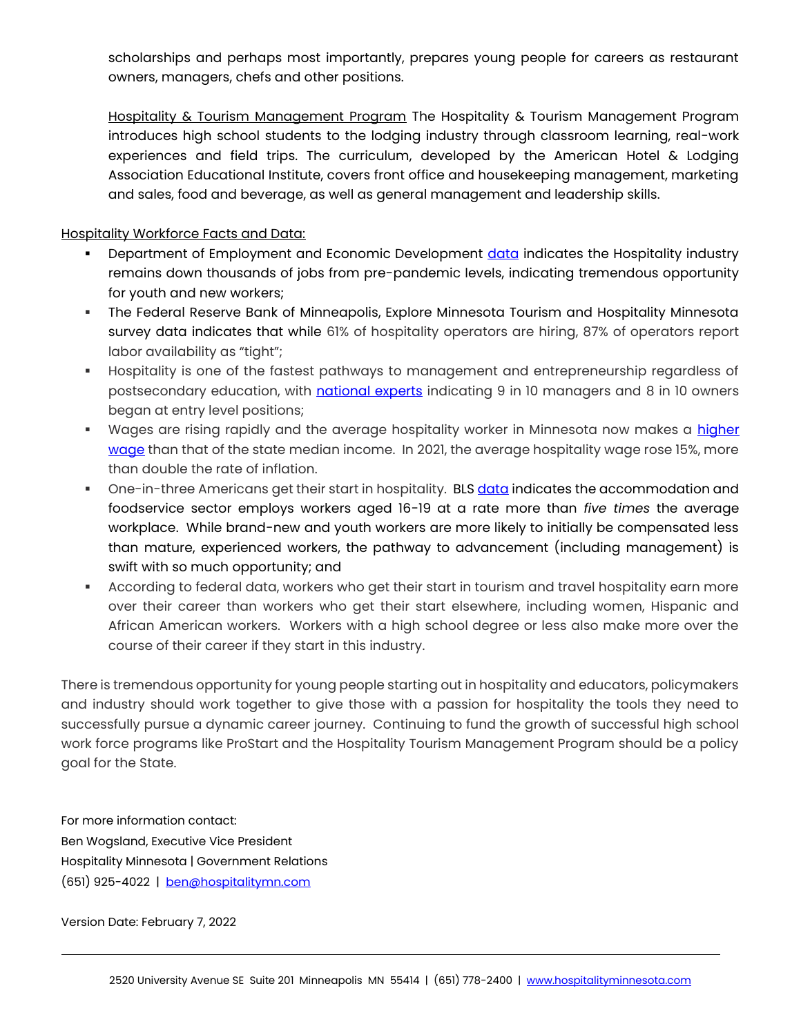scholarships and perhaps most importantly, prepares young people for careers as restaurant owners, managers, chefs and other positions.

Hospitality & Tourism Management Program The Hospitality & Tourism Management Program introduces high school students to the lodging industry through classroom learning, real-work experiences and field trips. The curriculum, developed by the American Hotel & Lodging Association Educational Institute, covers front office and housekeeping management, marketing and sales, food and beverage, as well as general management and leadership skills.

Hospitality Workforce Facts and Data:

- Department of Employment and Economic Development data indicates the Hospitality industry remains down thousands of jobs from pre-pandemic levels, indicating tremendous opportunity for youth and new workers;
- The Federal Reserve Bank of Minneapolis, Explore Minnesota Tourism and Hospitality Minnesota survey data indicates that while 61% of hospitality operators are hiring, 87% of operators report labor availability as "tight";
- Hospitality is one of the fastest pathways to management and entrepreneurship regardless of postsecondary education, with national experts indicating 9 in 10 managers and 8 in 10 owners began at entry level positions;
- Wages are rising rapidly and the average hospitality worker in Minnesota now makes a higher wage than that of the state median income. In 2021, the average hospitality wage rose 15%, more than double the rate of inflation.
- One-in-three Americans get their start in hospitality. BLS data indicates the accommodation and foodservice sector employs workers aged 16-19 at a rate more than *five times* the average workplace. While brand-new and youth workers are more likely to initially be compensated less than mature, experienced workers, the pathway to advancement (including management) is swift with so much opportunity; and
- According to federal data, workers who get their start in tourism and travel hospitality earn more over their career than workers who get their start elsewhere, including women, Hispanic and African American workers. Workers with a high school degree or less also make more over the course of their career if they start in this industry.

There is tremendous opportunity for young people starting out in hospitality and educators, policymakers and industry should work together to give those with a passion for hospitality the tools they need to successfully pursue a dynamic career journey. Continuing to fund the growth of successful high school work force programs like ProStart and the Hospitality Tourism Management Program should be a policy goal for the State.

For more information contact:
Ben Wogsland, Executive Vice President
Hospitality Minnesota | Government Relations
(651) 925-4022 | ben@hospitalitymn.com

Version Date: February 7, 2022

2520 University Avenue SE Suite 201 Minneapolis MN 55414 | (651) 778-2400 | www.hospitalityminnesota.com